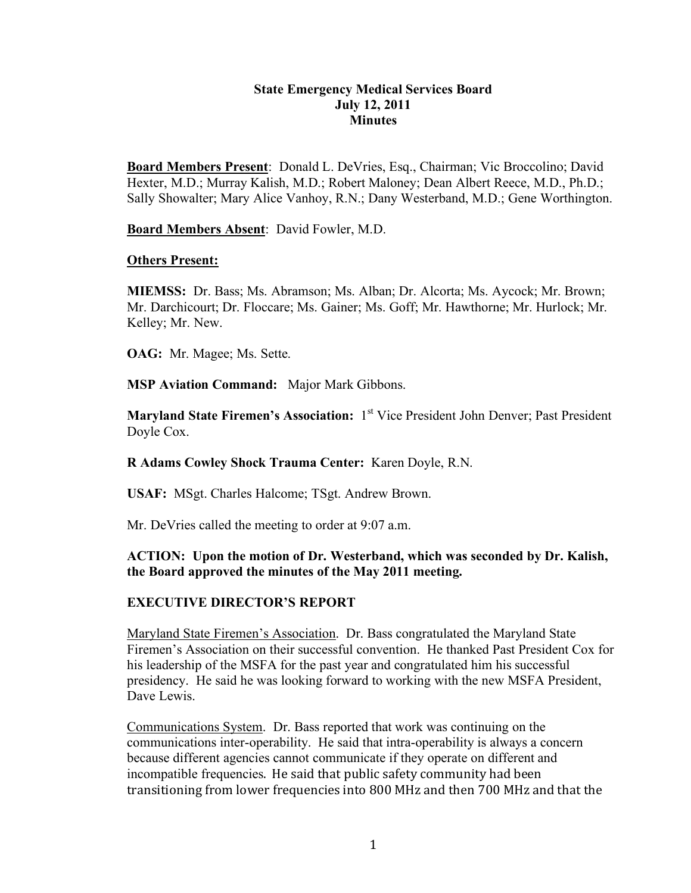**State Emergency Medical Services Board**
**July 12, 2011**
**Minutes**

**Board Members Present**: Donald L. DeVries, Esq., Chairman; Vic Broccolino; David Hexter, M.D.; Murray Kalish, M.D.; Robert Maloney; Dean Albert Reece, M.D., Ph.D.; Sally Showalter; Mary Alice Vanhoy, R.N.; Dany Westerband, M.D.; Gene Worthington.

**Board Members Absent**: David Fowler, M.D.

**Others Present:**

**MIEMSS:** Dr. Bass; Ms. Abramson; Ms. Alban; Dr. Alcorta; Ms. Aycock; Mr. Brown; Mr. Darchicourt; Dr. Floccare; Ms. Gainer; Ms. Goff; Mr. Hawthorne; Mr. Hurlock; Mr. Kelley; Mr. New.

**OAG:** Mr. Magee; Ms. Sette.

**MSP Aviation Command:** Major Mark Gibbons.

**Maryland State Firemen's Association:** 1st Vice President John Denver; Past President Doyle Cox.

**R Adams Cowley Shock Trauma Center:** Karen Doyle, R.N.

**USAF:** MSgt. Charles Halcome; TSgt. Andrew Brown.

Mr. DeVries called the meeting to order at 9:07 a.m.

**ACTION: Upon the motion of Dr. Westerband, which was seconded by Dr. Kalish, the Board approved the minutes of the May 2011 meeting.**

**EXECUTIVE DIRECTOR'S REPORT**

Maryland State Firemen's Association. Dr. Bass congratulated the Maryland State Firemen's Association on their successful convention. He thanked Past President Cox for his leadership of the MSFA for the past year and congratulated him his successful presidency. He said he was looking forward to working with the new MSFA President, Dave Lewis.

Communications System. Dr. Bass reported that work was continuing on the communications inter-operability. He said that intra-operability is always a concern because different agencies cannot communicate if they operate on different and incompatible frequencies. He said that public safety community had been transitioning from lower frequencies into 800 MHz and then 700 MHz and that the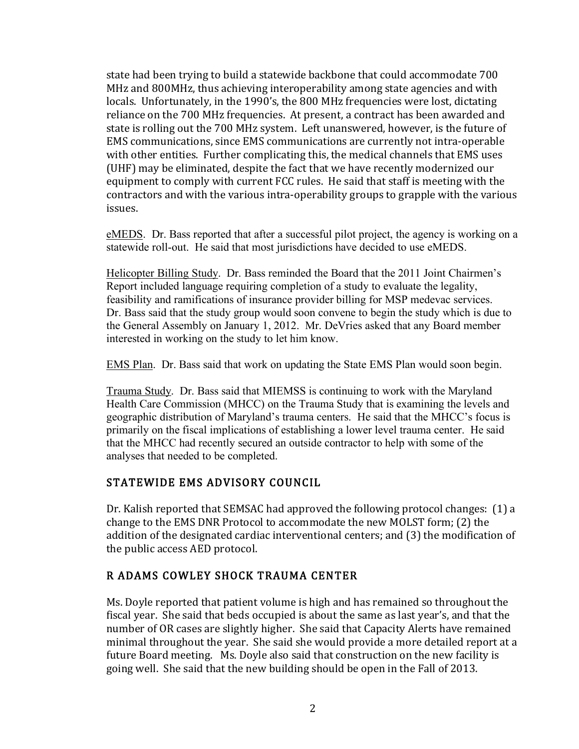state had been trying to build a statewide backbone that could accommodate 700 MHz and 800MHz, thus achieving interoperability among state agencies and with locals. Unfortunately, in the 1990's, the 800 MHz frequencies were lost, dictating reliance on the 700 MHz frequencies. At present, a contract has been awarded and state is rolling out the 700 MHz system. Left unanswered, however, is the future of EMS communications, since EMS communications are currently not intra-operable with other entities. Further complicating this, the medical channels that EMS uses (UHF) may be eliminated, despite the fact that we have recently modernized our equipment to comply with current FCC rules. He said that staff is meeting with the contractors and with the various intra-operability groups to grapple with the various issues.

eMEDS. Dr. Bass reported that after a successful pilot project, the agency is working on a statewide roll-out. He said that most jurisdictions have decided to use eMEDS.

Helicopter Billing Study. Dr. Bass reminded the Board that the 2011 Joint Chairmen's Report included language requiring completion of a study to evaluate the legality, feasibility and ramifications of insurance provider billing for MSP medevac services. Dr. Bass said that the study group would soon convene to begin the study which is due to the General Assembly on January 1, 2012. Mr. DeVries asked that any Board member interested in working on the study to let him know.

EMS Plan. Dr. Bass said that work on updating the State EMS Plan would soon begin.

Trauma Study. Dr. Bass said that MIEMSS is continuing to work with the Maryland Health Care Commission (MHCC) on the Trauma Study that is examining the levels and geographic distribution of Maryland's trauma centers. He said that the MHCC's focus is primarily on the fiscal implications of establishing a lower level trauma center. He said that the MHCC had recently secured an outside contractor to help with some of the analyses that needed to be completed.

## STATEWIDE EMS ADVISORY COUNCIL

Dr. Kalish reported that SEMSAC had approved the following protocol changes: (1) a change to the EMS DNR Protocol to accommodate the new MOLST form; (2) the addition of the designated cardiac interventional centers; and (3) the modification of the public access AED protocol.

## R ADAMS COWLEY SHOCK TRAUMA CENTER

Ms. Doyle reported that patient volume is high and has remained so throughout the fiscal year. She said that beds occupied is about the same as last year's, and that the number of OR cases are slightly higher. She said that Capacity Alerts have remained minimal throughout the year. She said she would provide a more detailed report at a future Board meeting. Ms. Doyle also said that construction on the new facility is going well. She said that the new building should be open in the Fall of 2013.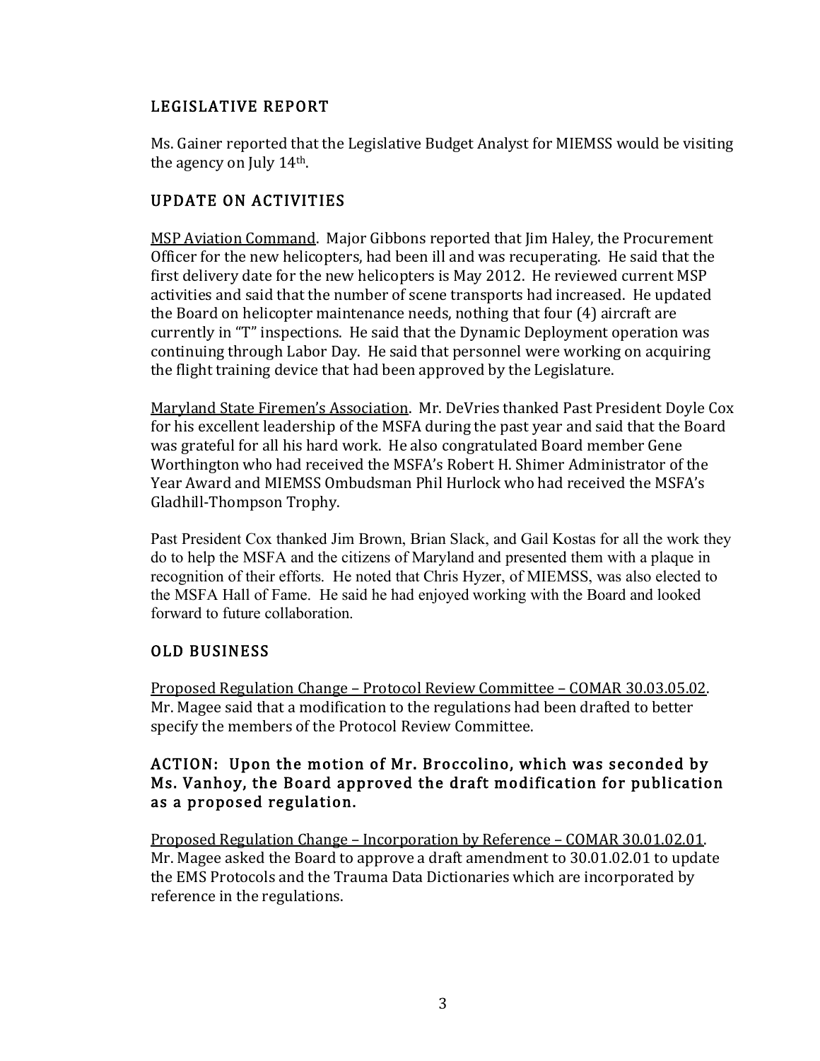## LEGISLATIVE REPORT

Ms. Gainer reported that the Legislative Budget Analyst for MIEMSS would be visiting the agency on July 14th.

## UPDATE ON ACTIVITIES

MSP Aviation Command. Major Gibbons reported that Jim Haley, the Procurement Officer for the new helicopters, had been ill and was recuperating. He said that the first delivery date for the new helicopters is May 2012. He reviewed current MSP activities and said that the number of scene transports had increased. He updated the Board on helicopter maintenance needs, nothing that four (4) aircraft are currently in "T" inspections. He said that the Dynamic Deployment operation was continuing through Labor Day. He said that personnel were working on acquiring the flight training device that had been approved by the Legislature.

Maryland State Firemen's Association. Mr. DeVries thanked Past President Doyle Cox for his excellent leadership of the MSFA during the past year and said that the Board was grateful for all his hard work. He also congratulated Board member Gene Worthington who had received the MSFA's Robert H. Shimer Administrator of the Year Award and MIEMSS Ombudsman Phil Hurlock who had received the MSFA's Gladhill-Thompson Trophy.

Past President Cox thanked Jim Brown, Brian Slack, and Gail Kostas for all the work they do to help the MSFA and the citizens of Maryland and presented them with a plaque in recognition of their efforts. He noted that Chris Hyzer, of MIEMSS, was also elected to the MSFA Hall of Fame. He said he had enjoyed working with the Board and looked forward to future collaboration.

## OLD BUSINESS

Proposed Regulation Change – Protocol Review Committee – COMAR 30.03.05.02. Mr. Magee said that a modification to the regulations had been drafted to better specify the members of the Protocol Review Committee.

### ACTION: Upon the motion of Mr. Broccolino, which was seconded by Ms. Vanhoy, the Board approved the draft modification for publication as a proposed regulation.

Proposed Regulation Change – Incorporation by Reference – COMAR 30.01.02.01. Mr. Magee asked the Board to approve a draft amendment to 30.01.02.01 to update the EMS Protocols and the Trauma Data Dictionaries which are incorporated by reference in the regulations.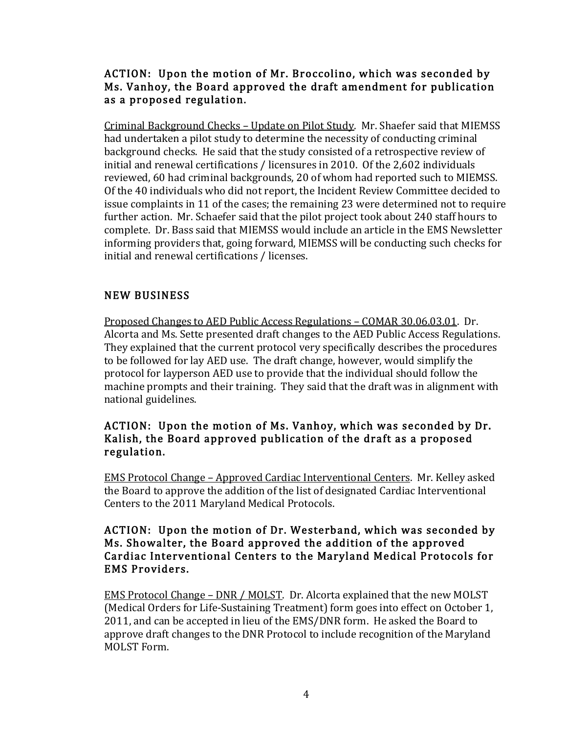**ACTION: Upon the motion of Mr. Broccolino, which was seconded by Ms. Vanhoy, the Board approved the draft amendment for publication as a proposed regulation.**

Criminal Background Checks – Update on Pilot Study. Mr. Shaefer said that MIEMSS had undertaken a pilot study to determine the necessity of conducting criminal background checks. He said that the study consisted of a retrospective review of initial and renewal certifications / licensures in 2010. Of the 2,602 individuals reviewed, 60 had criminal backgrounds, 20 of whom had reported such to MIEMSS. Of the 40 individuals who did not report, the Incident Review Committee decided to issue complaints in 11 of the cases; the remaining 23 were determined not to require further action. Mr. Schaefer said that the pilot project took about 240 staff hours to complete. Dr. Bass said that MIEMSS would include an article in the EMS Newsletter informing providers that, going forward, MIEMSS will be conducting such checks for initial and renewal certifications / licenses.

## NEW BUSINESS

Proposed Changes to AED Public Access Regulations – COMAR 30.06.03.01. Dr. Alcorta and Ms. Sette presented draft changes to the AED Public Access Regulations. They explained that the current protocol very specifically describes the procedures to be followed for lay AED use. The draft change, however, would simplify the protocol for layperson AED use to provide that the individual should follow the machine prompts and their training. They said that the draft was in alignment with national guidelines.

**ACTION: Upon the motion of Ms. Vanhoy, which was seconded by Dr. Kalish, the Board approved publication of the draft as a proposed regulation.**

EMS Protocol Change – Approved Cardiac Interventional Centers. Mr. Kelley asked the Board to approve the addition of the list of designated Cardiac Interventional Centers to the 2011 Maryland Medical Protocols.

**ACTION: Upon the motion of Dr. Westerband, which was seconded by Ms. Showalter, the Board approved the addition of the approved Cardiac Interventional Centers to the Maryland Medical Protocols for EMS Providers.**

EMS Protocol Change – DNR / MOLST. Dr. Alcorta explained that the new MOLST (Medical Orders for Life-Sustaining Treatment) form goes into effect on October 1, 2011, and can be accepted in lieu of the EMS/DNR form. He asked the Board to approve draft changes to the DNR Protocol to include recognition of the Maryland MOLST Form.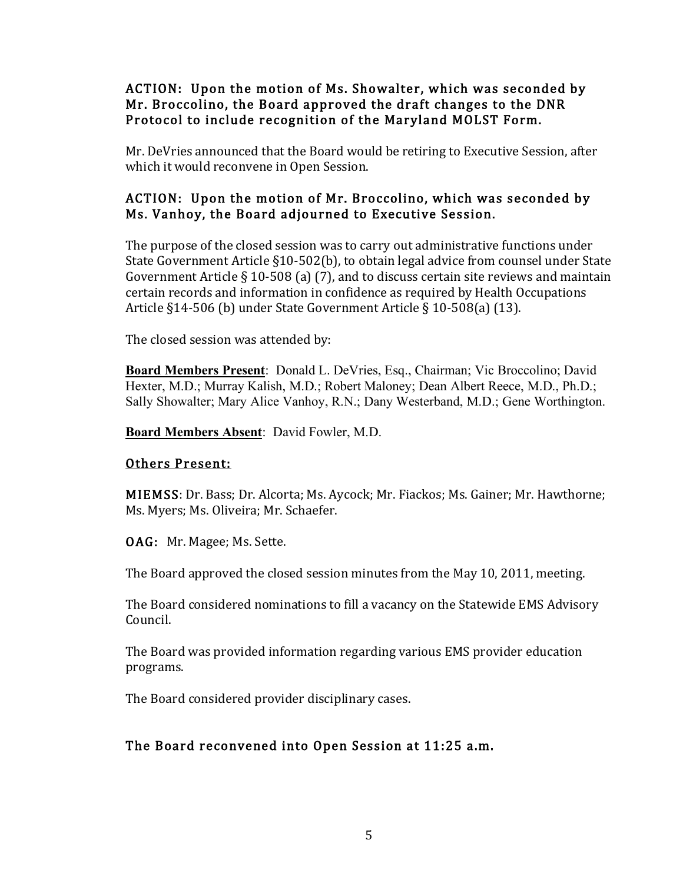**ACTION: Upon the motion of Ms. Showalter, which was seconded by Mr. Broccolino, the Board approved the draft changes to the DNR Protocol to include recognition of the Maryland MOLST Form.**

Mr. DeVries announced that the Board would be retiring to Executive Session, after which it would reconvene in Open Session.

**ACTION: Upon the motion of Mr. Broccolino, which was seconded by Ms. Vanhoy, the Board adjourned to Executive Session.**

The purpose of the closed session was to carry out administrative functions under State Government Article §10-502(b), to obtain legal advice from counsel under State Government Article § 10-508 (a) (7), and to discuss certain site reviews and maintain certain records and information in confidence as required by Health Occupations Article §14-506 (b) under State Government Article § 10-508(a) (13).

The closed session was attended by:

**Board Members Present**: Donald L. DeVries, Esq., Chairman; Vic Broccolino; David Hexter, M.D.; Murray Kalish, M.D.; Robert Maloney; Dean Albert Reece, M.D., Ph.D.; Sally Showalter; Mary Alice Vanhoy, R.N.; Dany Westerband, M.D.; Gene Worthington.

**Board Members Absent**: David Fowler, M.D.

Others Present:

**MIEMSS**: Dr. Bass; Dr. Alcorta; Ms. Aycock; Mr. Fiackos; Ms. Gainer; Mr. Hawthorne; Ms. Myers; Ms. Oliveira; Mr. Schaefer.

**OAG:** Mr. Magee; Ms. Sette.

The Board approved the closed session minutes from the May 10, 2011, meeting.

The Board considered nominations to fill a vacancy on the Statewide EMS Advisory Council.

The Board was provided information regarding various EMS provider education programs.

The Board considered provider disciplinary cases.

**The Board reconvened into Open Session at 11:25 a.m.**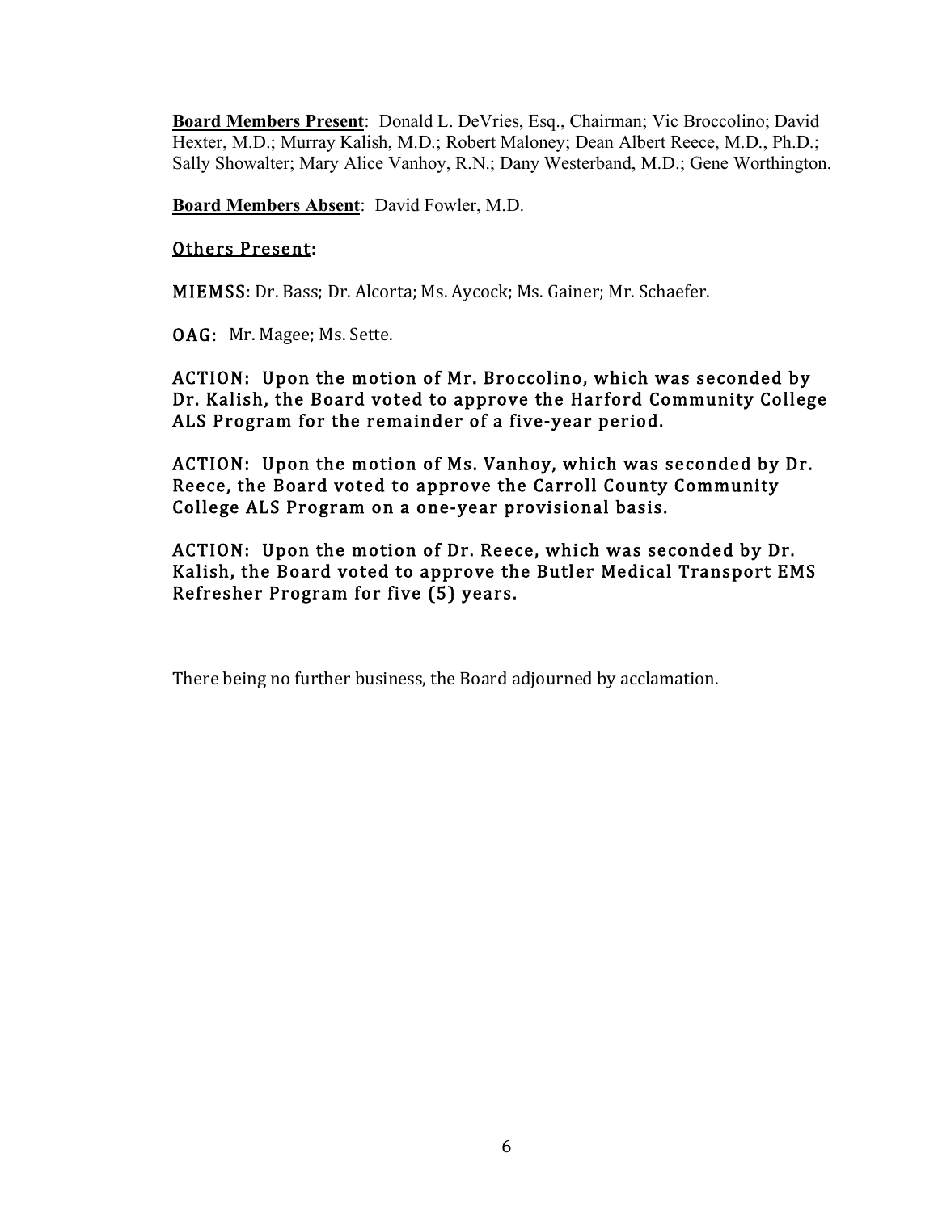**Board Members Present**: Donald L. DeVries, Esq., Chairman; Vic Broccolino; David Hexter, M.D.; Murray Kalish, M.D.; Robert Maloney; Dean Albert Reece, M.D., Ph.D.; Sally Showalter; Mary Alice Vanhoy, R.N.; Dany Westerband, M.D.; Gene Worthington.

**Board Members Absent**: David Fowler, M.D.

Others Present:

**MIEMSS**: Dr. Bass; Dr. Alcorta; Ms. Aycock; Ms. Gainer; Mr. Schaefer.

**OAG:** Mr. Magee; Ms. Sette.

**ACTION: Upon the motion of Mr. Broccolino, which was seconded by Dr. Kalish, the Board voted to approve the Harford Community College ALS Program for the remainder of a five-year period.**

**ACTION: Upon the motion of Ms. Vanhoy, which was seconded by Dr. Reece, the Board voted to approve the Carroll County Community College ALS Program on a one-year provisional basis.**

**ACTION: Upon the motion of Dr. Reece, which was seconded by Dr. Kalish, the Board voted to approve the Butler Medical Transport EMS Refresher Program for five (5) years.**

There being no further business, the Board adjourned by acclamation.